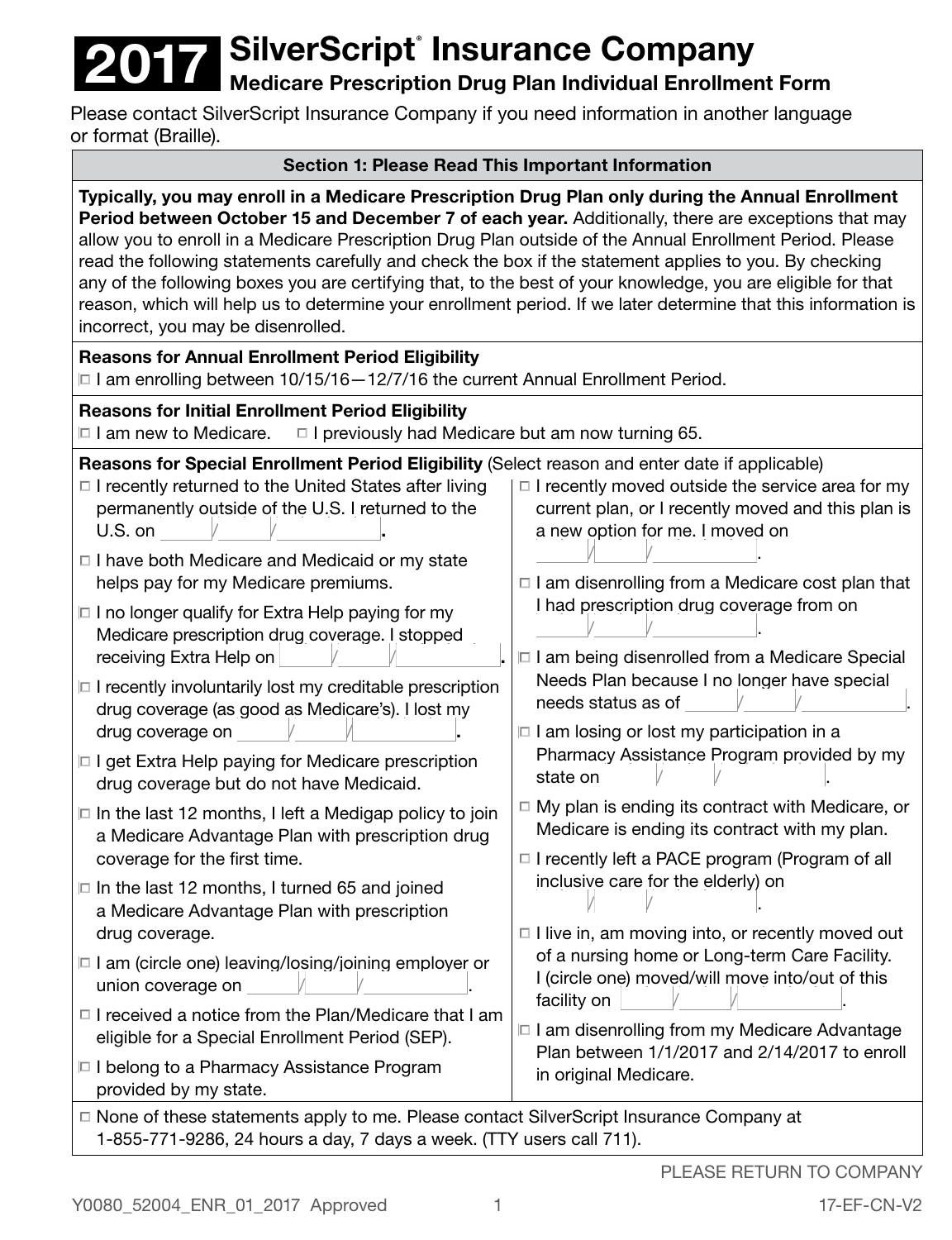# 2017 SilverScript® Insurance Company

## Medicare Prescription Drug Plan Individual Enrollment Form

Please contact SilverScript Insurance Company if you need information in another language or format (Braille).

### Section 1: Please Read This Important Information

**Typically, you may enroll in a Medicare Prescription Drug Plan only during the Annual Enrollment Period between October 15 and December 7 of each year.** Additionally, there are exceptions that may allow you to enroll in a Medicare Prescription Drug Plan outside of the Annual Enrollment Period. Please read the following statements carefully and check the box if the statement applies to you. By checking any of the following boxes you are certifying that, to the best of your knowledge, you are eligible for that reason, which will help us to determine your enrollment period. If we later determine that this information is incorrect, you may be disenrolled.

**Reasons for Annual Enrollment Period Eligibility**

- ☐ I am enrolling between 10/15/16—12/7/16 the current Annual Enrollment Period.

**Reasons for Initial Enrollment Period Eligibility**

- ☐ I am new to Medicare.
- ☐ I previously had Medicare but am now turning 65.

**Reasons for Special Enrollment Period Eligibility** (Select reason and enter date if applicable)

- ☐ I recently returned to the United States after living permanently outside of the U.S. I returned to the U.S. on \_\_\_\_/\_\_\_\_/\_\_\_\_\_\_\_\_.
- ☐ I have both Medicare and Medicaid or my state helps pay for my Medicare premiums.
- ☐ I no longer qualify for Extra Help paying for my Medicare prescription drug coverage. I stopped receiving Extra Help on \_\_\_\_/\_\_\_\_/\_\_\_\_\_\_\_\_.
- ☐ I recently involuntarily lost my creditable prescription drug coverage (as good as Medicare's). I lost my drug coverage on \_\_\_\_/\_\_\_\_/\_\_\_\_\_\_\_\_.
- ☐ I get Extra Help paying for Medicare prescription drug coverage but do not have Medicaid.
- ☐ In the last 12 months, I left a Medigap policy to join a Medicare Advantage Plan with prescription drug coverage for the first time.
- ☐ In the last 12 months, I turned 65 and joined a Medicare Advantage Plan with prescription drug coverage.
- ☐ I am (circle one) leaving/losing/joining employer or union coverage on \_\_\_\_/\_\_\_\_/\_\_\_\_\_\_\_\_.
- ☐ I received a notice from the Plan/Medicare that I am eligible for a Special Enrollment Period (SEP).
- ☐ I belong to a Pharmacy Assistance Program provided by my state.
- ☐ I recently moved outside the service area for my current plan, or I recently moved and this plan is a new option for me. I moved on \_\_\_\_/\_\_\_\_/\_\_\_\_\_\_\_\_.
- ☐ I am disenrolling from a Medicare cost plan that I had prescription drug coverage from on \_\_\_\_/\_\_\_\_/\_\_\_\_\_\_\_\_.
- ☐ I am being disenrolled from a Medicare Special Needs Plan because I no longer have special needs status as of \_\_\_\_/\_\_\_\_/\_\_\_\_\_\_\_\_.
- ☐ I am losing or lost my participation in a Pharmacy Assistance Program provided by my state on \_\_\_\_/\_\_\_\_/\_\_\_\_\_\_\_\_.
- ☐ My plan is ending its contract with Medicare, or Medicare is ending its contract with my plan.
- ☐ I recently left a PACE program (Program of all inclusive care for the elderly) on \_\_\_\_/\_\_\_\_/\_\_\_\_\_\_\_\_.
- ☐ I live in, am moving into, or recently moved out of a nursing home or Long-term Care Facility. I (circle one) moved/will move into/out of this facility on \_\_\_\_/\_\_\_\_/\_\_\_\_\_\_\_\_.
- ☐ I am disenrolling from my Medicare Advantage Plan between 1/1/2017 and 2/14/2017 to enroll in original Medicare.

- ☐ None of these statements apply to me. Please contact SilverScript Insurance Company at 1-855-771-9286, 24 hours a day, 7 days a week. (TTY users call 711).

PLEASE RETURN TO COMPANY

Y0080_52004_ENR_01_2017 Approved

17-EF-CN-V2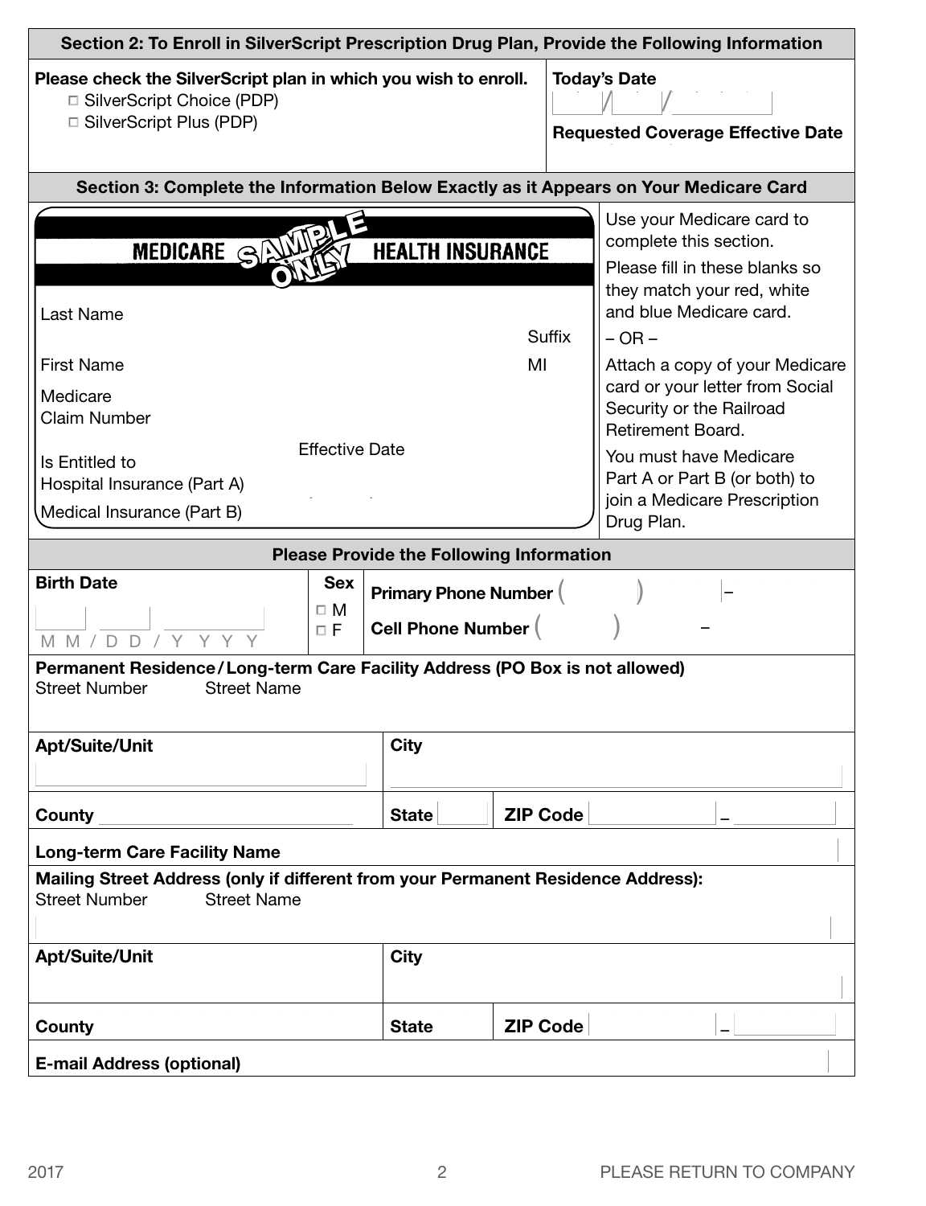## Section 2: To Enroll in SilverScript Prescription Drug Plan, Provide the Following Information

**Please check the SilverScript plan in which you wish to enroll.**

- ☐ SilverScript Choice (PDP)
- ☐ SilverScript Plus (PDP)

**Today's Date** ___/___/______

**Requested Coverage Effective Date**

## Section 3: Complete the Information Below Exactly as it Appears on Your Medicare Card

**MEDICARE** SAMPLE ONLY **HEALTH INSURANCE**

Last Name

Suffix

First Name

MI

Medicare Claim Number

Is Entitled to

Effective Date

Hospital Insurance (Part A)

Medical Insurance (Part B)

Use your Medicare card to complete this section.

Please fill in these blanks so they match your red, white and blue Medicare card.

– OR –

Attach a copy of your Medicare card or your letter from Social Security or the Railroad Retirement Board.

You must have Medicare Part A or Part B (or both) to join a Medicare Prescription Drug Plan.

## Please Provide the Following Information

**Birth Date** ___/___/______ (M M / D D / Y Y Y Y)

**Sex** ☐ M ☐ F

**Primary Phone Number** (    )    –

**Cell Phone Number** (    )    –

**Permanent Residence / Long-term Care Facility Address (PO Box is not allowed)**

Street Number    Street Name

**Apt/Suite/Unit**

**City**

**County** ______________

**State**

**ZIP Code** ________ – ______

**Long-term Care Facility Name**

**Mailing Street Address (only if different from your Permanent Residence Address):**

Street Number    Street Name

**Apt/Suite/Unit**

**City**

**County**

**State**

**ZIP Code** ________ – ______

**E-mail Address (optional)**

2017

PLEASE RETURN TO COMPANY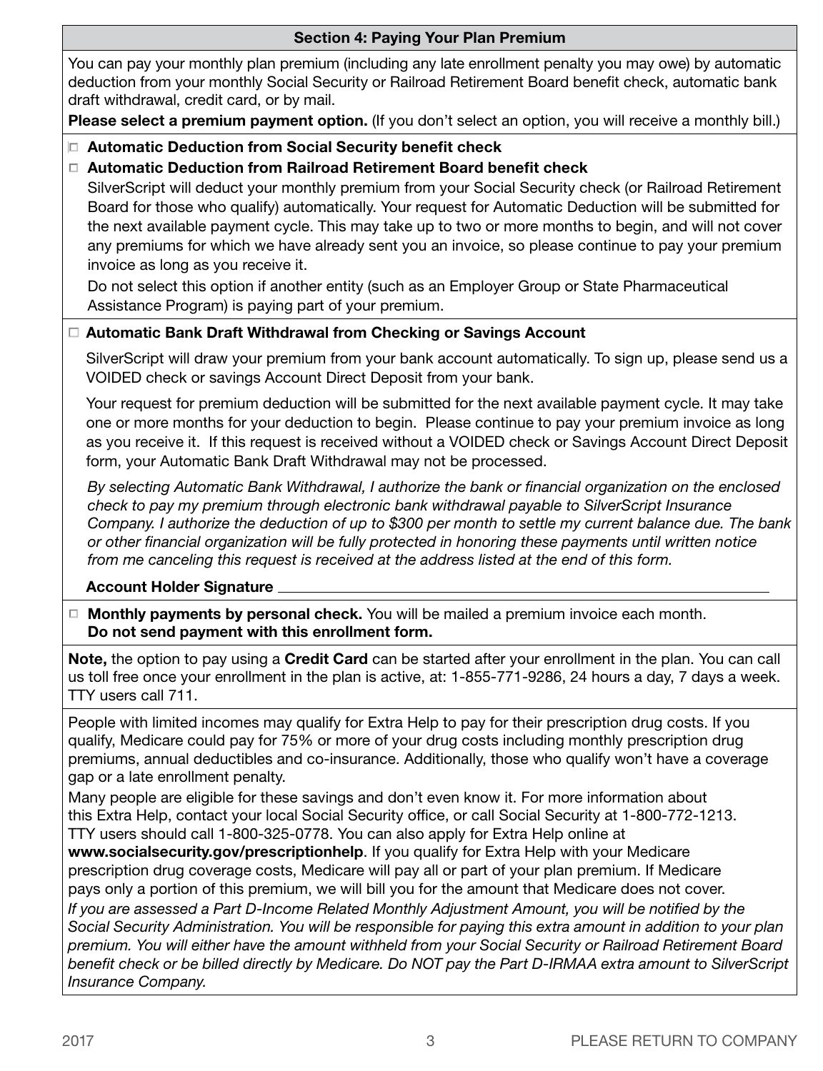## Section 4: Paying Your Plan Premium

You can pay your monthly plan premium (including any late enrollment penalty you may owe) by automatic deduction from your monthly Social Security or Railroad Retirement Board benefit check, automatic bank draft withdrawal, credit card, or by mail.

**Please select a premium payment option.** (If you don't select an option, you will receive a monthly bill.)

- ☐ **Automatic Deduction from Social Security benefit check**
- ☐ **Automatic Deduction from Railroad Retirement Board benefit check**

SilverScript will deduct your monthly premium from your Social Security check (or Railroad Retirement Board for those who qualify) automatically. Your request for Automatic Deduction will be submitted for the next available payment cycle. This may take up to two or more months to begin, and will not cover any premiums for which we have already sent you an invoice, so please continue to pay your premium invoice as long as you receive it.

Do not select this option if another entity (such as an Employer Group or State Pharmaceutical Assistance Program) is paying part of your premium.

- ☐ **Automatic Bank Draft Withdrawal from Checking or Savings Account**

SilverScript will draw your premium from your bank account automatically. To sign up, please send us a VOIDED check or savings Account Direct Deposit from your bank.

Your request for premium deduction will be submitted for the next available payment cycle. It may take one or more months for your deduction to begin. Please continue to pay your premium invoice as long as you receive it. If this request is received without a VOIDED check or Savings Account Direct Deposit form, your Automatic Bank Draft Withdrawal may not be processed.

*By selecting Automatic Bank Withdrawal, I authorize the bank or financial organization on the enclosed check to pay my premium through electronic bank withdrawal payable to SilverScript Insurance Company. I authorize the deduction of up to $300 per month to settle my current balance due. The bank or other financial organization will be fully protected in honoring these payments until written notice from me canceling this request is received at the address listed at the end of this form.*

**Account Holder Signature** ______________________________

- ☐ **Monthly payments by personal check.** You will be mailed a premium invoice each month. **Do not send payment with this enrollment form.**

**Note,** the option to pay using a **Credit Card** can be started after your enrollment in the plan. You can call us toll free once your enrollment in the plan is active, at: 1-855-771-9286, 24 hours a day, 7 days a week. TTY users call 711.

People with limited incomes may qualify for Extra Help to pay for their prescription drug costs. If you qualify, Medicare could pay for 75% or more of your drug costs including monthly prescription drug premiums, annual deductibles and co-insurance. Additionally, those who qualify won't have a coverage gap or a late enrollment penalty.

Many people are eligible for these savings and don't even know it. For more information about this Extra Help, contact your local Social Security office, or call Social Security at 1-800-772-1213. TTY users should call 1-800-325-0778. You can also apply for Extra Help online at **www.socialsecurity.gov/prescriptionhelp**. If you qualify for Extra Help with your Medicare prescription drug coverage costs, Medicare will pay all or part of your plan premium. If Medicare pays only a portion of this premium, we will bill you for the amount that Medicare does not cover.

*If you are assessed a Part D-Income Related Monthly Adjustment Amount, you will be notified by the Social Security Administration. You will be responsible for paying this extra amount in addition to your plan premium. You will either have the amount withheld from your Social Security or Railroad Retirement Board benefit check or be billed directly by Medicare. Do NOT pay the Part D-IRMAA extra amount to SilverScript Insurance Company.*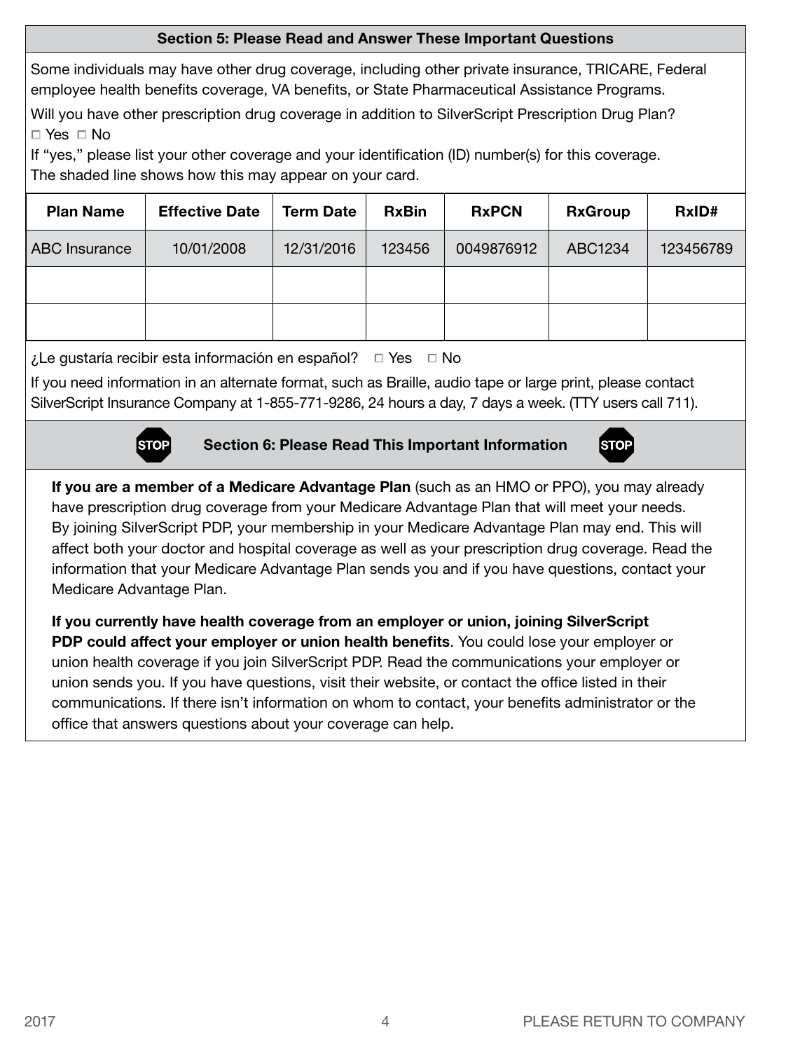## Section 5: Please Read and Answer These Important Questions

Some individuals may have other drug coverage, including other private insurance, TRICARE, Federal employee health benefits coverage, VA benefits, or State Pharmaceutical Assistance Programs.

Will you have other prescription drug coverage in addition to SilverScript Prescription Drug Plan?

□ Yes □ No

If "yes," please list your other coverage and your identification (ID) number(s) for this coverage. The shaded line shows how this may appear on your card.

| Plan Name | Effective Date | Term Date | RxBin | RxPCN | RxGroup | RxID# |
|---|---|---|---|---|---|---|
| ABC Insurance | 10/01/2008 | 12/31/2016 | 123456 | 0049876912 | ABC1234 | 123456789 |
| | | | | | | |
| | | | | | | |

¿Le gustaría recibir esta información en español? □ Yes □ No

If you need information in an alternate format, such as Braille, audio tape or large print, please contact SilverScript Insurance Company at 1-855-771-9286, 24 hours a day, 7 days a week. (TTY users call 711).

## STOP Section 6: Please Read This Important Information STOP

**If you are a member of a Medicare Advantage Plan** (such as an HMO or PPO), you may already have prescription drug coverage from your Medicare Advantage Plan that will meet your needs. By joining SilverScript PDP, your membership in your Medicare Advantage Plan may end. This will affect both your doctor and hospital coverage as well as your prescription drug coverage. Read the information that your Medicare Advantage Plan sends you and if you have questions, contact your Medicare Advantage Plan.

**If you currently have health coverage from an employer or union, joining SilverScript PDP could affect your employer or union health benefits**. You could lose your employer or union health coverage if you join SilverScript PDP. Read the communications your employer or union sends you. If you have questions, visit their website, or contact the office listed in their communications. If there isn't information on whom to contact, your benefits administrator or the office that answers questions about your coverage can help.

2017

PLEASE RETURN TO COMPANY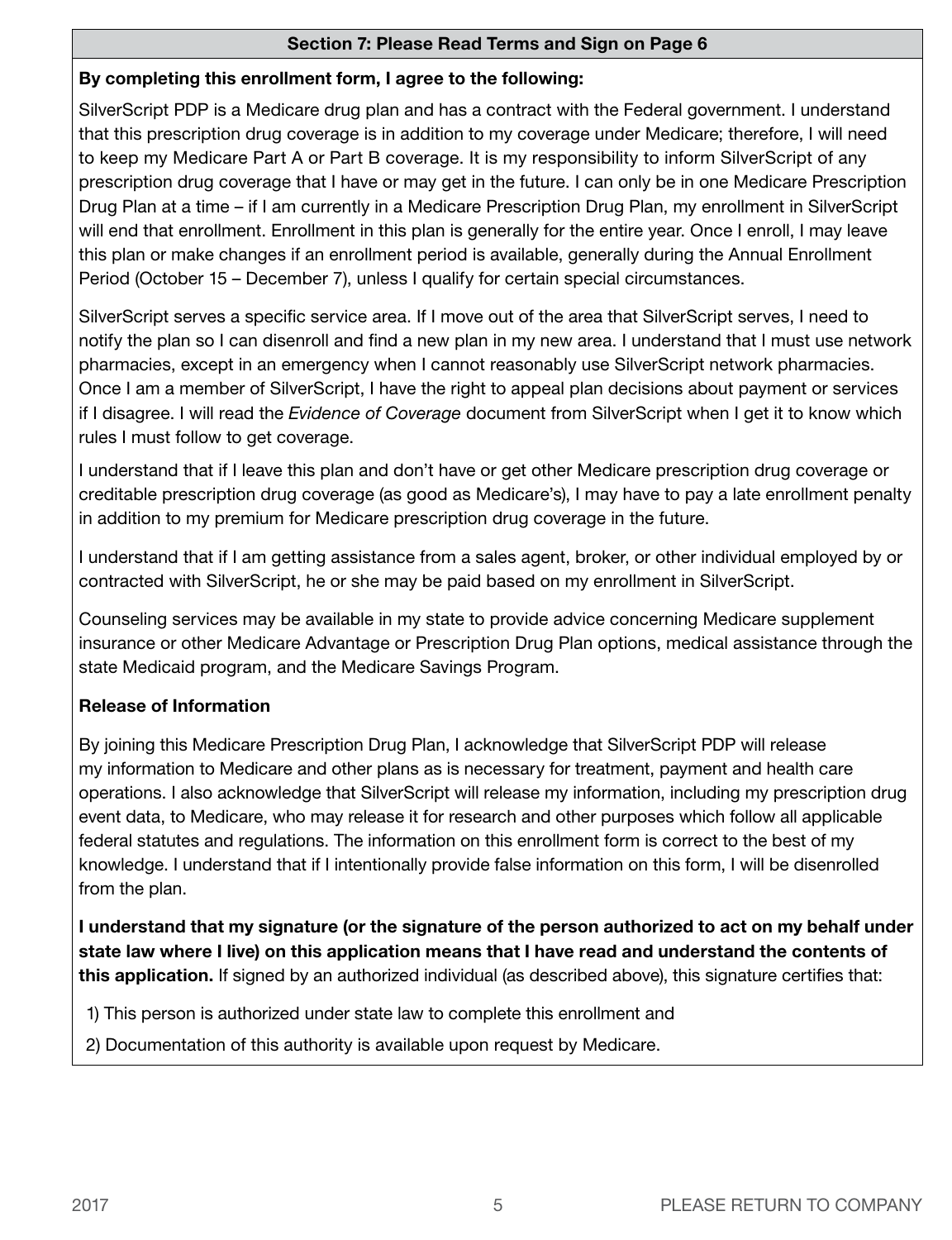## Section 7: Please Read Terms and Sign on Page 6

**By completing this enrollment form, I agree to the following:**

SilverScript PDP is a Medicare drug plan and has a contract with the Federal government. I understand that this prescription drug coverage is in addition to my coverage under Medicare; therefore, I will need to keep my Medicare Part A or Part B coverage. It is my responsibility to inform SilverScript of any prescription drug coverage that I have or may get in the future. I can only be in one Medicare Prescription Drug Plan at a time – if I am currently in a Medicare Prescription Drug Plan, my enrollment in SilverScript will end that enrollment. Enrollment in this plan is generally for the entire year. Once I enroll, I may leave this plan or make changes if an enrollment period is available, generally during the Annual Enrollment Period (October 15 – December 7), unless I qualify for certain special circumstances.

SilverScript serves a specific service area. If I move out of the area that SilverScript serves, I need to notify the plan so I can disenroll and find a new plan in my new area. I understand that I must use network pharmacies, except in an emergency when I cannot reasonably use SilverScript network pharmacies. Once I am a member of SilverScript, I have the right to appeal plan decisions about payment or services if I disagree. I will read the *Evidence of Coverage* document from SilverScript when I get it to know which rules I must follow to get coverage.

I understand that if I leave this plan and don't have or get other Medicare prescription drug coverage or creditable prescription drug coverage (as good as Medicare's), I may have to pay a late enrollment penalty in addition to my premium for Medicare prescription drug coverage in the future.

I understand that if I am getting assistance from a sales agent, broker, or other individual employed by or contracted with SilverScript, he or she may be paid based on my enrollment in SilverScript.

Counseling services may be available in my state to provide advice concerning Medicare supplement insurance or other Medicare Advantage or Prescription Drug Plan options, medical assistance through the state Medicaid program, and the Medicare Savings Program.

**Release of Information**

By joining this Medicare Prescription Drug Plan, I acknowledge that SilverScript PDP will release my information to Medicare and other plans as is necessary for treatment, payment and health care operations. I also acknowledge that SilverScript will release my information, including my prescription drug event data, to Medicare, who may release it for research and other purposes which follow all applicable federal statutes and regulations. The information on this enrollment form is correct to the best of my knowledge. I understand that if I intentionally provide false information on this form, I will be disenrolled from the plan.

**I understand that my signature (or the signature of the person authorized to act on my behalf under state law where I live) on this application means that I have read and understand the contents of this application.** If signed by an authorized individual (as described above), this signature certifies that:

1) This person is authorized under state law to complete this enrollment and
2) Documentation of this authority is available upon request by Medicare.

2017 PLEASE RETURN TO COMPANY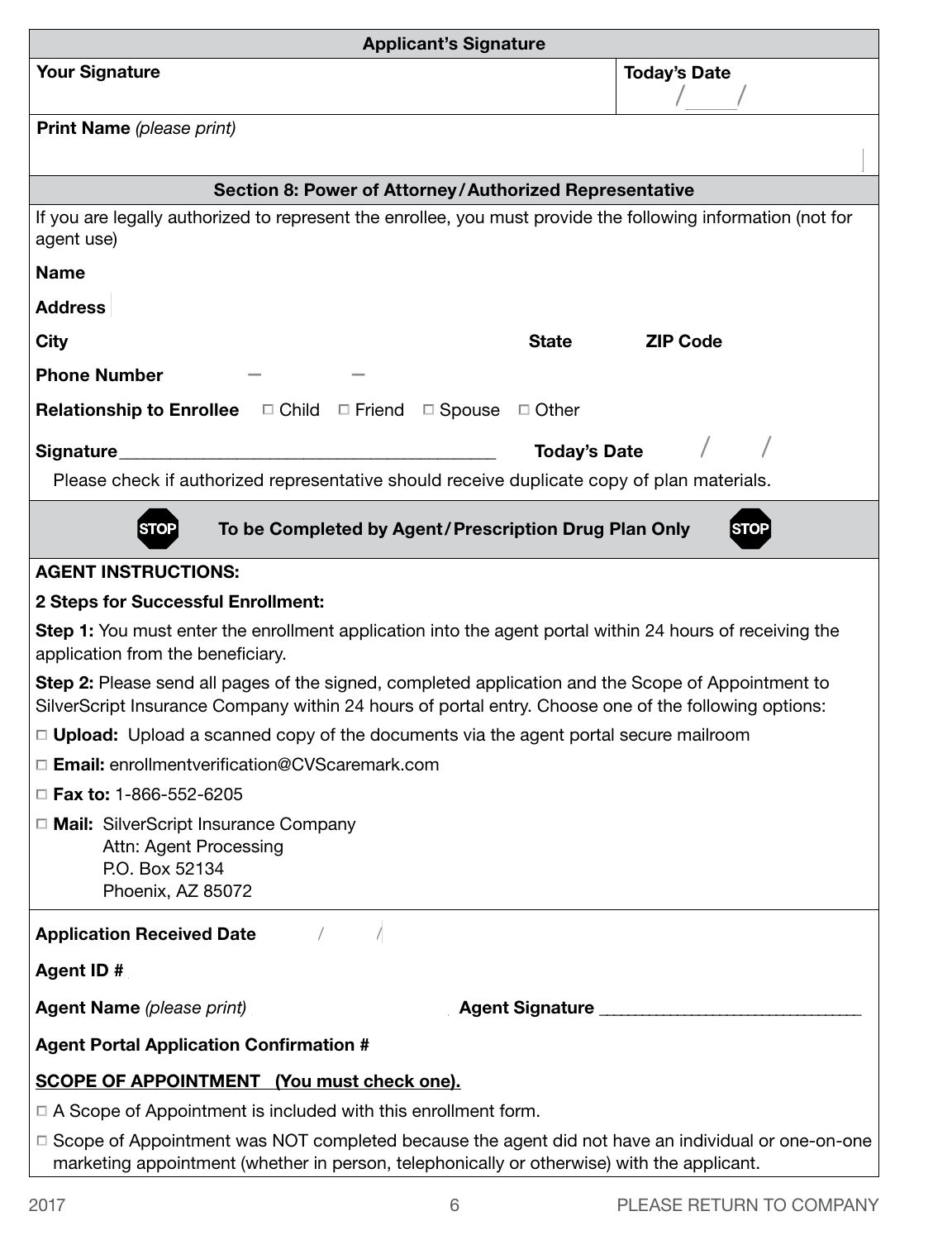## Applicant's Signature

| Your Signature | Today's Date |
|---|---|
| | / / |

**Print Name** *(please print)*

## Section 8: Power of Attorney/Authorized Representative

If you are legally authorized to represent the enrollee, you must provide the following information (not for agent use)

**Name**

**Address**

**City** **State** **ZIP Code**

**Phone Number** – –

**Relationship to Enrollee** ☐ Child ☐ Friend ☐ Spouse ☐ Other

**Signature**________________________________________ **Today's Date** / /

Please check if authorized representative should receive duplicate copy of plan materials.

## STOP To be Completed by Agent/Prescription Drug Plan Only STOP

**AGENT INSTRUCTIONS:**

**2 Steps for Successful Enrollment:**

**Step 1:** You must enter the enrollment application into the agent portal within 24 hours of receiving the application from the beneficiary.

**Step 2:** Please send all pages of the signed, completed application and the Scope of Appointment to SilverScript Insurance Company within 24 hours of portal entry. Choose one of the following options:

☐ **Upload:** Upload a scanned copy of the documents via the agent portal secure mailroom

☐ **Email:** enrollmentverification@CVScaremark.com

☐ **Fax to:** 1-866-552-6205

☐ **Mail:** SilverScript Insurance Company
Attn: Agent Processing
P.O. Box 52134
Phoenix, AZ 85072

**Application Received Date** / /

**Agent ID #**

**Agent Name** *(please print)* **Agent Signature** ________________________________

**Agent Portal Application Confirmation #**

**SCOPE OF APPOINTMENT (You must check one).**

☐ A Scope of Appointment is included with this enrollment form.

☐ Scope of Appointment was NOT completed because the agent did not have an individual or one-on-one marketing appointment (whether in person, telephonically or otherwise) with the applicant.

2017 PLEASE RETURN TO COMPANY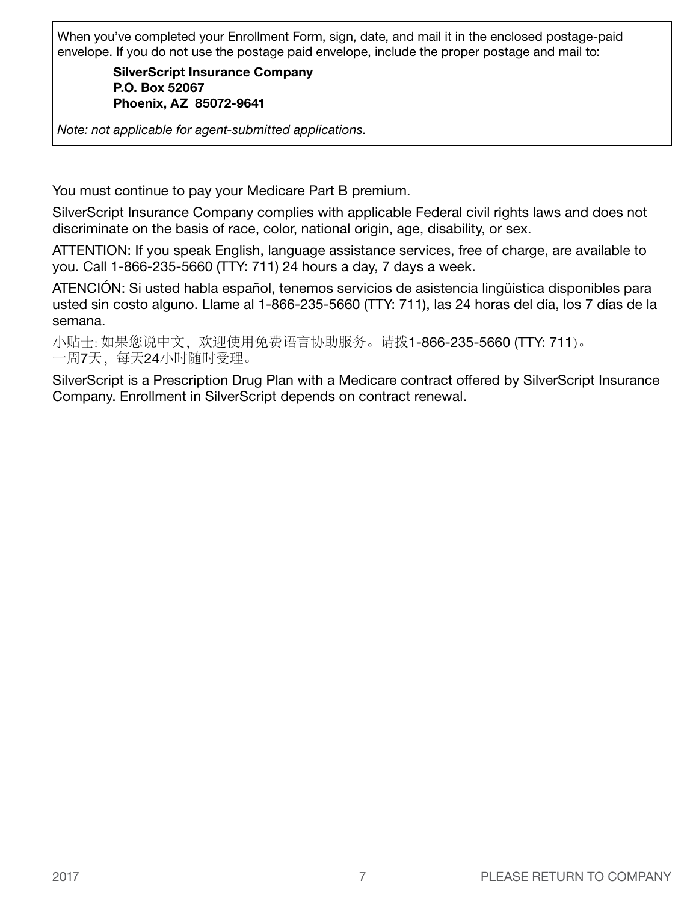When you've completed your Enrollment Form, sign, date, and mail it in the enclosed postage-paid envelope. If you do not use the postage paid envelope, include the proper postage and mail to:

**SilverScript Insurance Company**
**P.O. Box 52067**
**Phoenix, AZ 85072-9641**

*Note: not applicable for agent-submitted applications.*

You must continue to pay your Medicare Part B premium.

SilverScript Insurance Company complies with applicable Federal civil rights laws and does not discriminate on the basis of race, color, national origin, age, disability, or sex.

ATTENTION: If you speak English, language assistance services, free of charge, are available to you. Call 1-866-235-5660 (TTY: 711) 24 hours a day, 7 days a week.

ATENCIÓN: Si usted habla español, tenemos servicios de asistencia lingüística disponibles para usted sin costo alguno. Llame al 1-866-235-5660 (TTY: 711), las 24 horas del día, los 7 días de la semana.

小贴士: 如果您说中文，欢迎使用免费语言协助服务。请拨1-866-235-5660 (TTY: 711)。一周7天，每天24小时随时受理。

SilverScript is a Prescription Drug Plan with a Medicare contract offered by SilverScript Insurance Company. Enrollment in SilverScript depends on contract renewal.

2017 PLEASE RETURN TO COMPANY